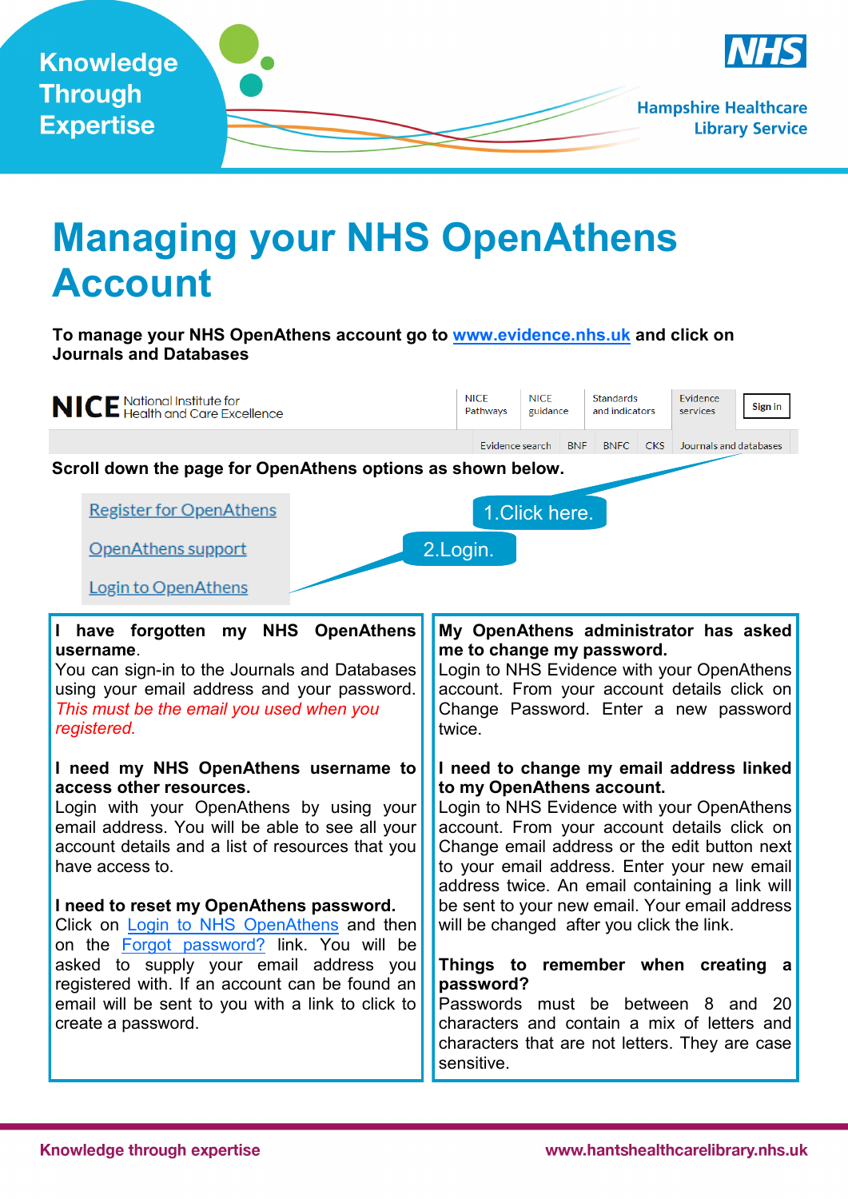Knowledge Through Expertise

Hampshire Healthcare Library Service

# Managing your NHS OpenAthens Account

**To manage your NHS OpenAthens account go to www.evidence.nhs.uk and click on Journals and Databases**

NICE National Institute for Health and Care Excellence | NICE Pathways | NICE guidance | Standards and indicators | Evidence services | Sign in

Evidence search | BNF | BNFC | CKS | Journals and databases

**Scroll down the page for OpenAthens options as shown below.**

1.Click here.

Register for OpenAthens

OpenAthens support

Login to OpenAthens

2.Login.

**I have forgotten my NHS OpenAthens username.**
You can sign-in to the Journals and Databases using your email address and your password. *This must be the email you used when you registered.*

**I need my NHS OpenAthens username to access other resources.**
Login with your OpenAthens by using your email address. You will be able to see all your account details and a list of resources that you have access to.

**I need to reset my OpenAthens password.**
Click on Login to NHS OpenAthens and then on the Forgot password? link. You will be asked to supply your email address you registered with. If an account can be found an email will be sent to you with a link to click to create a password.

**My OpenAthens administrator has asked me to change my password.**
Login to NHS Evidence with your OpenAthens account. From your account details click on Change Password. Enter a new password twice.

**I need to change my email address linked to my OpenAthens account.**
Login to NHS Evidence with your OpenAthens account. From your account details click on Change email address or the edit button next to your email address. Enter your new email address twice. An email containing a link will be sent to your new email. Your email address will be changed after you click the link.

**Things to remember when creating a password?**
Passwords must be between 8 and 20 characters and contain a mix of letters and characters that are not letters. They are case sensitive.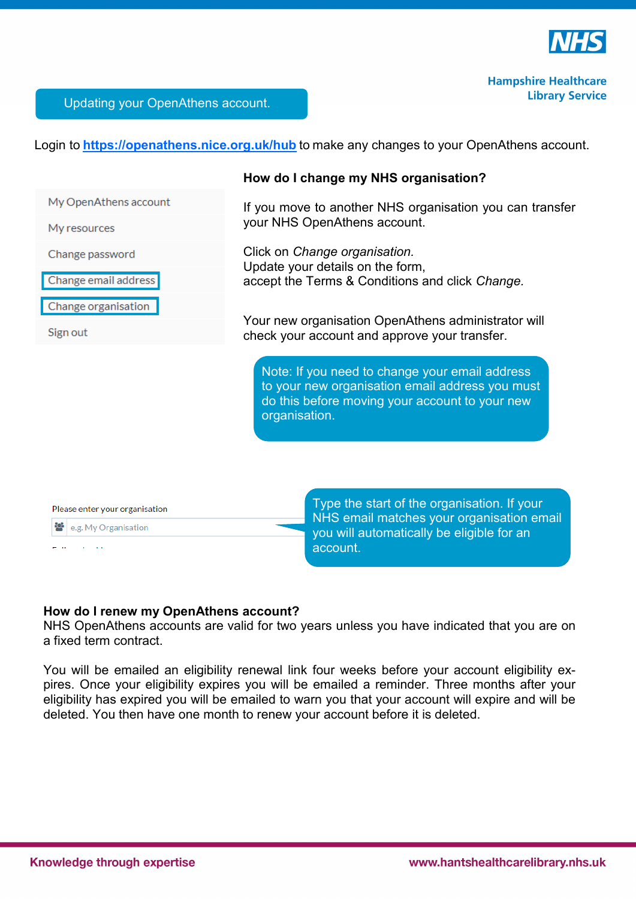# Updating your OpenAthens account.

Login to **https://openathens.nice.org.uk/hub** to make any changes to your OpenAthens account.

- My OpenAthens account
- My resources
- Change password
- Change email address
- Change organisation
- Sign out

## How do I change my NHS organisation?

If you move to another NHS organisation you can transfer your NHS OpenAthens account.

Click on *Change organisation.*
Update your details on the form,
accept the Terms & Conditions and click *Change.*

Your new organisation OpenAthens administrator will check your account and approve your transfer.

Note: If you need to change your email address to your new organisation email address you must do this before moving your account to your new organisation.

Please enter your organisation

e.g. My Organisation

Type the start of the organisation. If your NHS email matches your organisation email you will automatically be eligible for an account.

## How do I renew my OpenAthens account?

NHS OpenAthens accounts are valid for two years unless you have indicated that you are on a fixed term contract.

You will be emailed an eligibility renewal link four weeks before your account eligibility expires. Once your eligibility expires you will be emailed a reminder. Three months after your eligibility has expired you will be emailed to warn you that your account will expire and will be deleted. You then have one month to renew your account before it is deleted.